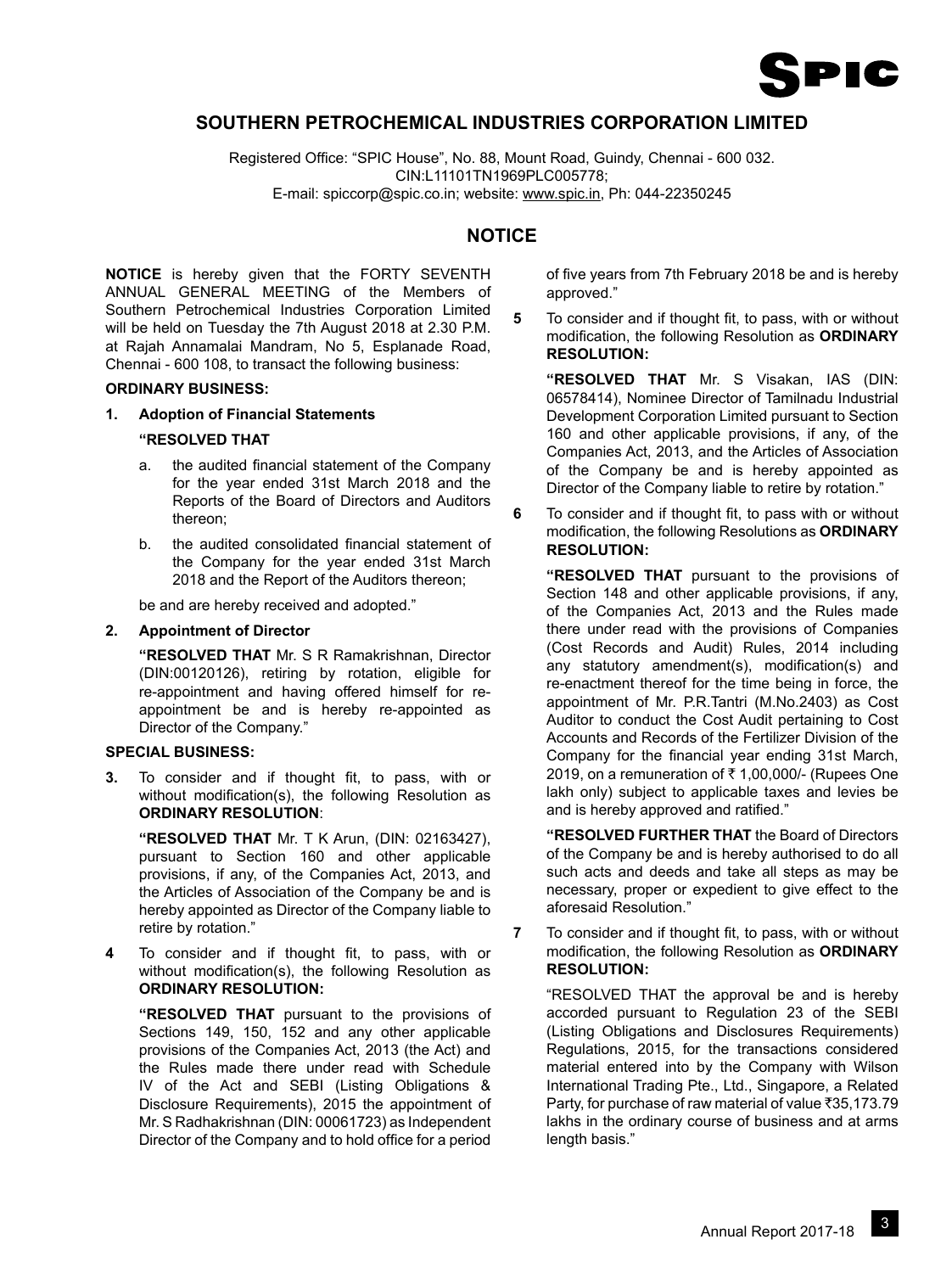# SOUTHERN PETROCHEMICAL INDUSTRIES CORPORATION LIMITED

Registered Office: "SPIC House", No. 88, Mount Road, Guindy, Chennai - 600 032.
CIN:L11101TN1969PLC005778;
E-mail: spiccorp@spic.co.in; website: www.spic.in, Ph: 044-22350245

## NOTICE

**NOTICE** is hereby given that the FORTY SEVENTH ANNUAL GENERAL MEETING of the Members of Southern Petrochemical Industries Corporation Limited will be held on Tuesday the 7th August 2018 at 2.30 P.M. at Rajah Annamalai Mandram, No 5, Esplanade Road, Chennai - 600 108, to transact the following business:

**ORDINARY BUSINESS:**

**1. Adoption of Financial Statements**

**"RESOLVED THAT**

a. the audited financial statement of the Company for the year ended 31st March 2018 and the Reports of the Board of Directors and Auditors thereon;

b. the audited consolidated financial statement of the Company for the year ended 31st March 2018 and the Report of the Auditors thereon;

be and are hereby received and adopted."

**2. Appointment of Director**

**"RESOLVED THAT** Mr. S R Ramakrishnan, Director (DIN:00120126), retiring by rotation, eligible for re-appointment and having offered himself for re-appointment be and is hereby re-appointed as Director of the Company."

**SPECIAL BUSINESS:**

**3.** To consider and if thought fit, to pass, with or without modification(s), the following Resolution as **ORDINARY RESOLUTION**:

**"RESOLVED THAT** Mr. T K Arun, (DIN: 02163427), pursuant to Section 160 and other applicable provisions, if any, of the Companies Act, 2013, and the Articles of Association of the Company be and is hereby appointed as Director of the Company liable to retire by rotation."

**4** To consider and if thought fit, to pass, with or without modification(s), the following Resolution as **ORDINARY RESOLUTION:**

**"RESOLVED THAT** pursuant to the provisions of Sections 149, 150, 152 and any other applicable provisions of the Companies Act, 2013 (the Act) and the Rules made there under read with Schedule IV of the Act and SEBI (Listing Obligations & Disclosure Requirements), 2015 the appointment of Mr. S Radhakrishnan (DIN: 00061723) as Independent Director of the Company and to hold office for a period of five years from 7th February 2018 be and is hereby approved."

**5** To consider and if thought fit, to pass, with or without modification, the following Resolution as **ORDINARY RESOLUTION:**

**"RESOLVED THAT** Mr. S Visakan, IAS (DIN: 06578414), Nominee Director of Tamilnadu Industrial Development Corporation Limited pursuant to Section 160 and other applicable provisions, if any, of the Companies Act, 2013, and the Articles of Association of the Company be and is hereby appointed as Director of the Company liable to retire by rotation."

**6** To consider and if thought fit, to pass with or without modification, the following Resolutions as **ORDINARY RESOLUTION:**

**"RESOLVED THAT** pursuant to the provisions of Section 148 and other applicable provisions, if any, of the Companies Act, 2013 and the Rules made there under read with the provisions of Companies (Cost Records and Audit) Rules, 2014 including any statutory amendment(s), modification(s) and re-enactment thereof for the time being in force, the appointment of Mr. P.R.Tantri (M.No.2403) as Cost Auditor to conduct the Cost Audit pertaining to Cost Accounts and Records of the Fertilizer Division of the Company for the financial year ending 31st March, 2019, on a remuneration of ₹ 1,00,000/- (Rupees One lakh only) subject to applicable taxes and levies be and is hereby approved and ratified."

**"RESOLVED FURTHER THAT** the Board of Directors of the Company be and is hereby authorised to do all such acts and deeds and take all steps as may be necessary, proper or expedient to give effect to the aforesaid Resolution."

**7** To consider and if thought fit, to pass, with or without modification, the following Resolution as **ORDINARY RESOLUTION:**

"RESOLVED THAT the approval be and is hereby accorded pursuant to Regulation 23 of the SEBI (Listing Obligations and Disclosures Requirements) Regulations, 2015, for the transactions considered material entered into by the Company with Wilson International Trading Pte., Ltd., Singapore, a Related Party, for purchase of raw material of value ₹35,173.79 lakhs in the ordinary course of business and at arms length basis."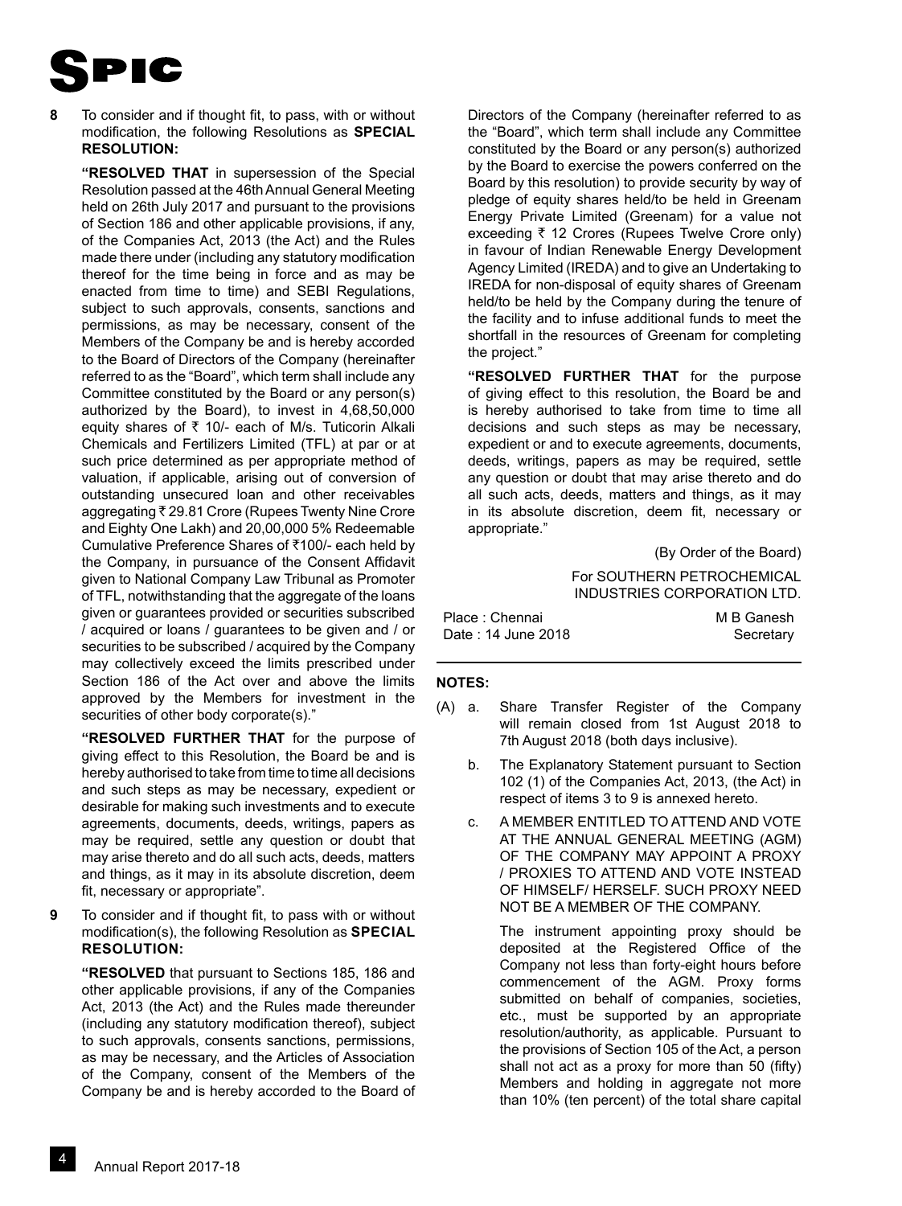**8** To consider and if thought fit, to pass, with or without modification, the following Resolutions as **SPECIAL RESOLUTION:**

**"RESOLVED THAT** in supersession of the Special Resolution passed at the 46th Annual General Meeting held on 26th July 2017 and pursuant to the provisions of Section 186 and other applicable provisions, if any, of the Companies Act, 2013 (the Act) and the Rules made there under (including any statutory modification thereof for the time being in force and as may be enacted from time to time) and SEBI Regulations, subject to such approvals, consents, sanctions and permissions, as may be necessary, consent of the Members of the Company be and is hereby accorded to the Board of Directors of the Company (hereinafter referred to as the "Board", which term shall include any Committee constituted by the Board or any person(s) authorized by the Board), to invest in 4,68,50,000 equity shares of ₹ 10/- each of M/s. Tuticorin Alkali Chemicals and Fertilizers Limited (TFL) at par or at such price determined as per appropriate method of valuation, if applicable, arising out of conversion of outstanding unsecured loan and other receivables aggregating ₹ 29.81 Crore (Rupees Twenty Nine Crore and Eighty One Lakh) and 20,00,000 5% Redeemable Cumulative Preference Shares of ₹100/- each held by the Company, in pursuance of the Consent Affidavit given to National Company Law Tribunal as Promoter of TFL, notwithstanding that the aggregate of the loans given or guarantees provided or securities subscribed / acquired or loans / guarantees to be given and / or securities to be subscribed / acquired by the Company may collectively exceed the limits prescribed under Section 186 of the Act over and above the limits approved by the Members for investment in the securities of other body corporate(s)."

**"RESOLVED FURTHER THAT** for the purpose of giving effect to this Resolution, the Board be and is hereby authorised to take from time to time all decisions and such steps as may be necessary, expedient or desirable for making such investments and to execute agreements, documents, deeds, writings, papers as may be required, settle any question or doubt that may arise thereto and do all such acts, deeds, matters and things, as it may in its absolute discretion, deem fit, necessary or appropriate".

**9** To consider and if thought fit, to pass with or without modification(s), the following Resolution as **SPECIAL RESOLUTION:**

**"RESOLVED** that pursuant to Sections 185, 186 and other applicable provisions, if any of the Companies Act, 2013 (the Act) and the Rules made thereunder (including any statutory modification thereof), subject to such approvals, consents sanctions, permissions, as may be necessary, and the Articles of Association of the Company, consent of the Members of the Company be and is hereby accorded to the Board of Directors of the Company (hereinafter referred to as the "Board", which term shall include any Committee constituted by the Board or any person(s) authorized by the Board to exercise the powers conferred on the Board by this resolution) to provide security by way of pledge of equity shares held/to be held in Greenam Energy Private Limited (Greenam) for a value not exceeding ₹ 12 Crores (Rupees Twelve Crore only) in favour of Indian Renewable Energy Development Agency Limited (IREDA) and to give an Undertaking to IREDA for non-disposal of equity shares of Greenam held/to be held by the Company during the tenure of the facility and to infuse additional funds to meet the shortfall in the resources of Greenam for completing the project."

**"RESOLVED FURTHER THAT** for the purpose of giving effect to this resolution, the Board be and is hereby authorised to take from time to time all decisions and such steps as may be necessary, expedient or and to execute agreements, documents, deeds, writings, papers as may be required, settle any question or doubt that may arise thereto and do all such acts, deeds, matters and things, as it may in its absolute discretion, deem fit, necessary or appropriate."

(By Order of the Board)

For SOUTHERN PETROCHEMICAL INDUSTRIES CORPORATION LTD.

Place : Chennai
Date : 14 June 2018

M B Ganesh
Secretary

**NOTES:**

(A) a. Share Transfer Register of the Company will remain closed from 1st August 2018 to 7th August 2018 (both days inclusive).

b. The Explanatory Statement pursuant to Section 102 (1) of the Companies Act, 2013, (the Act) in respect of items 3 to 9 is annexed hereto.

c. A MEMBER ENTITLED TO ATTEND AND VOTE AT THE ANNUAL GENERAL MEETING (AGM) OF THE COMPANY MAY APPOINT A PROXY / PROXIES TO ATTEND AND VOTE INSTEAD OF HIMSELF/ HERSELF. SUCH PROXY NEED NOT BE A MEMBER OF THE COMPANY.

The instrument appointing proxy should be deposited at the Registered Office of the Company not less than forty-eight hours before commencement of the AGM. Proxy forms submitted on behalf of companies, societies, etc., must be supported by an appropriate resolution/authority, as applicable. Pursuant to the provisions of Section 105 of the Act, a person shall not act as a proxy for more than 50 (fifty) Members and holding in aggregate not more than 10% (ten percent) of the total share capital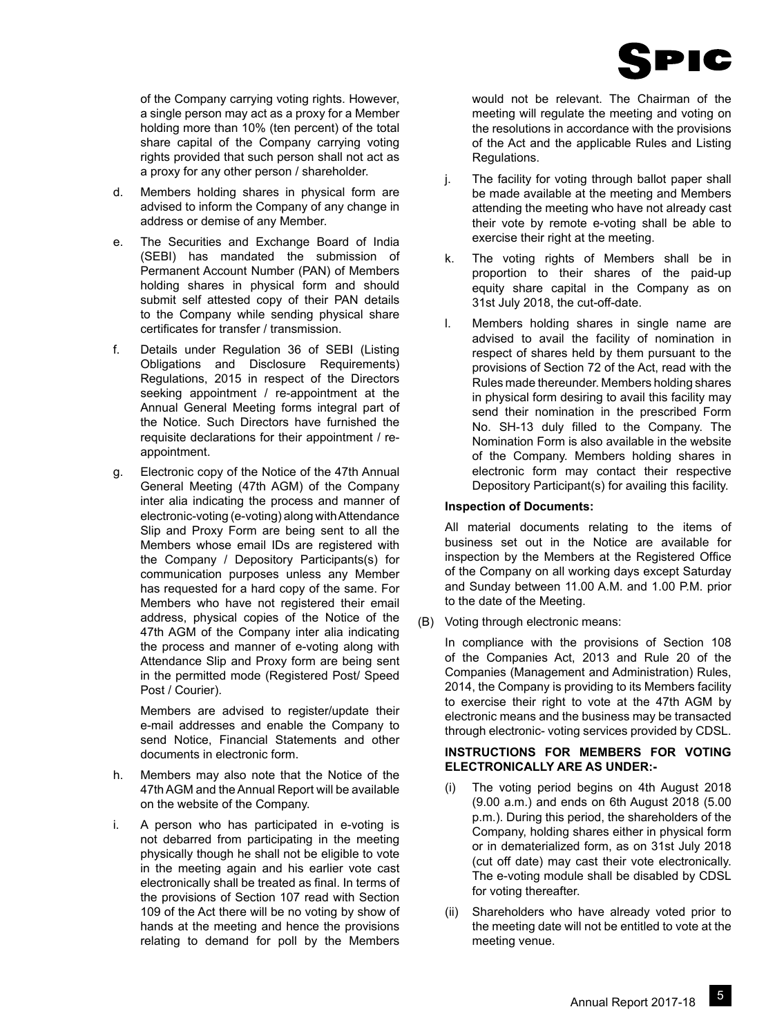of the Company carrying voting rights. However, a single person may act as a proxy for a Member holding more than 10% (ten percent) of the total share capital of the Company carrying voting rights provided that such person shall not act as a proxy for any other person / shareholder.

d. Members holding shares in physical form are advised to inform the Company of any change in address or demise of any Member.

e. The Securities and Exchange Board of India (SEBI) has mandated the submission of Permanent Account Number (PAN) of Members holding shares in physical form and should submit self attested copy of their PAN details to the Company while sending physical share certificates for transfer / transmission.

f. Details under Regulation 36 of SEBI (Listing Obligations and Disclosure Requirements) Regulations, 2015 in respect of the Directors seeking appointment / re-appointment at the Annual General Meeting forms integral part of the Notice. Such Directors have furnished the requisite declarations for their appointment / re-appointment.

g. Electronic copy of the Notice of the 47th Annual General Meeting (47th AGM) of the Company inter alia indicating the process and manner of electronic-voting (e-voting) along with Attendance Slip and Proxy Form are being sent to all the Members whose email IDs are registered with the Company / Depository Participants(s) for communication purposes unless any Member has requested for a hard copy of the same. For Members who have not registered their email address, physical copies of the Notice of the 47th AGM of the Company inter alia indicating the process and manner of e-voting along with Attendance Slip and Proxy form are being sent in the permitted mode (Registered Post/ Speed Post / Courier).

   Members are advised to register/update their e-mail addresses and enable the Company to send Notice, Financial Statements and other documents in electronic form.

h. Members may also note that the Notice of the 47th AGM and the Annual Report will be available on the website of the Company.

i. A person who has participated in e-voting is not debarred from participating in the meeting physically though he shall not be eligible to vote in the meeting again and his earlier vote cast electronically shall be treated as final. In terms of the provisions of Section 107 read with Section 109 of the Act there will be no voting by show of hands at the meeting and hence the provisions relating to demand for poll by the Members would not be relevant. The Chairman of the meeting will regulate the meeting and voting on the resolutions in accordance with the provisions of the Act and the applicable Rules and Listing Regulations.

j. The facility for voting through ballot paper shall be made available at the meeting and Members attending the meeting who have not already cast their vote by remote e-voting shall be able to exercise their right at the meeting.

k. The voting rights of Members shall be in proportion to their shares of the paid-up equity share capital in the Company as on 31st July 2018, the cut-off-date.

l. Members holding shares in single name are advised to avail the facility of nomination in respect of shares held by them pursuant to the provisions of Section 72 of the Act, read with the Rules made thereunder. Members holding shares in physical form desiring to avail this facility may send their nomination in the prescribed Form No. SH-13 duly filled to the Company. The Nomination Form is also available in the website of the Company. Members holding shares in electronic form may contact their respective Depository Participant(s) for availing this facility.

**Inspection of Documents:**

All material documents relating to the items of business set out in the Notice are available for inspection by the Members at the Registered Office of the Company on all working days except Saturday and Sunday between 11.00 A.M. and 1.00 P.M. prior to the date of the Meeting.

(B) Voting through electronic means:

In compliance with the provisions of Section 108 of the Companies Act, 2013 and Rule 20 of the Companies (Management and Administration) Rules, 2014, the Company is providing to its Members facility to exercise their right to vote at the 47th AGM by electronic means and the business may be transacted through electronic- voting services provided by CDSL.

**INSTRUCTIONS FOR MEMBERS FOR VOTING ELECTRONICALLY ARE AS UNDER:-**

(i) The voting period begins on 4th August 2018 (9.00 a.m.) and ends on 6th August 2018 (5.00 p.m.). During this period, the shareholders of the Company, holding shares either in physical form or in dematerialized form, as on 31st July 2018 (cut off date) may cast their vote electronically. The e-voting module shall be disabled by CDSL for voting thereafter.

(ii) Shareholders who have already voted prior to the meeting date will not be entitled to vote at the meeting venue.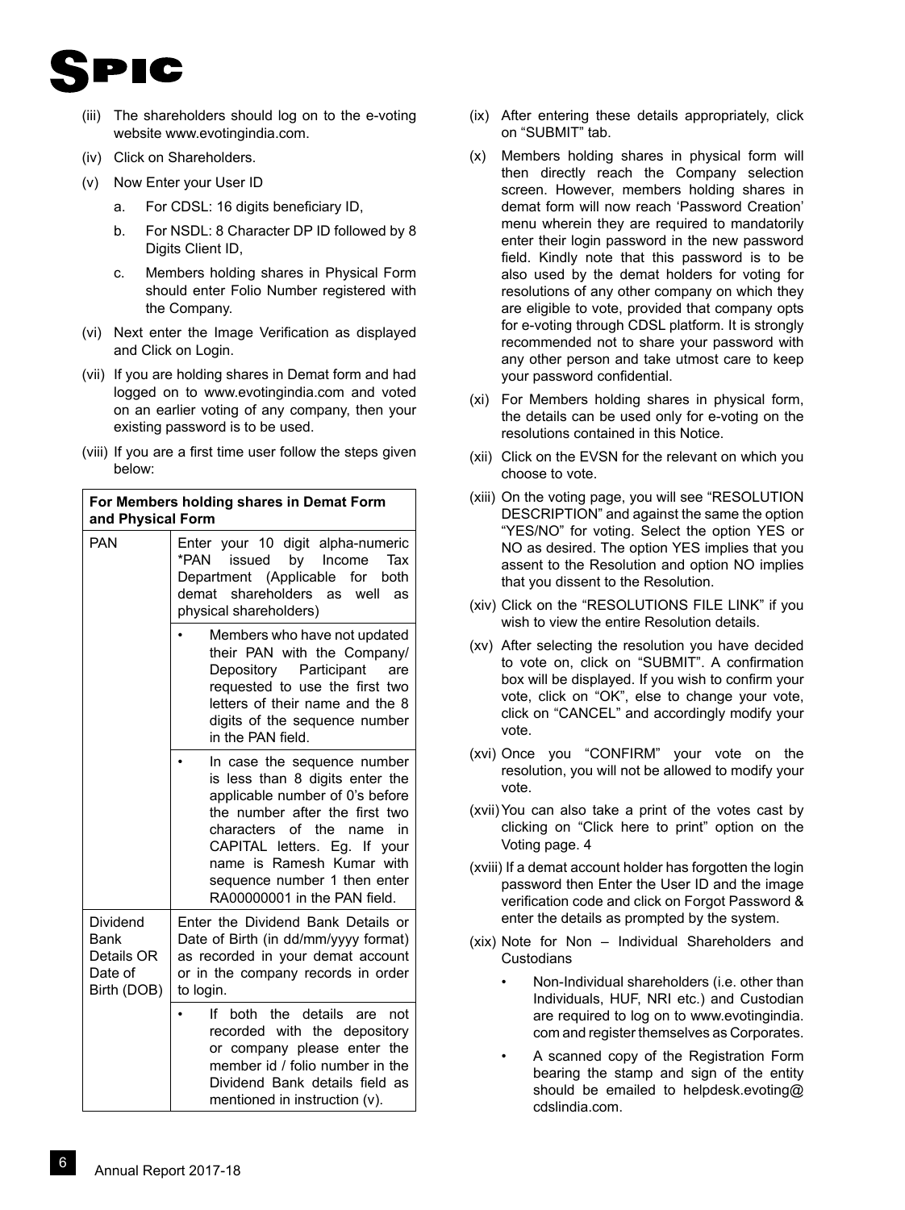(iii) The shareholders should log on to the e-voting website www.evotingindia.com.

(iv) Click on Shareholders.

(v) Now Enter your User ID

   a. For CDSL: 16 digits beneficiary ID,

   b. For NSDL: 8 Character DP ID followed by 8 Digits Client ID,

   c. Members holding shares in Physical Form should enter Folio Number registered with the Company.

(vi) Next enter the Image Verification as displayed and Click on Login.

(vii) If you are holding shares in Demat form and had logged on to www.evotingindia.com and voted on an earlier voting of any company, then your existing password is to be used.

(viii) If you are a first time user follow the steps given below:

| For Members holding shares in Demat Form and Physical Form | |
|---|---|
| PAN | Enter your 10 digit alpha-numeric *PAN issued by Income Tax Department (Applicable for both demat shareholders as well as physical shareholders) |
| | • Members who have not updated their PAN with the Company/ Depository Participant are requested to use the first two letters of their name and the 8 digits of the sequence number in the PAN field. |
| | • In case the sequence number is less than 8 digits enter the applicable number of 0's before the number after the first two characters of the name in CAPITAL letters. Eg. If your name is Ramesh Kumar with sequence number 1 then enter RA00000001 in the PAN field. |
| Dividend Bank Details OR Date of Birth (DOB) | Enter the Dividend Bank Details or Date of Birth (in dd/mm/yyyy format) as recorded in your demat account or in the company records in order to login. |
| | • If both the details are not recorded with the depository or company please enter the member id / folio number in the Dividend Bank details field as mentioned in instruction (v). |

(ix) After entering these details appropriately, click on "SUBMIT" tab.

(x) Members holding shares in physical form will then directly reach the Company selection screen. However, members holding shares in demat form will now reach 'Password Creation' menu wherein they are required to mandatorily enter their login password in the new password field. Kindly note that this password is to be also used by the demat holders for voting for resolutions of any other company on which they are eligible to vote, provided that company opts for e-voting through CDSL platform. It is strongly recommended not to share your password with any other person and take utmost care to keep your password confidential.

(xi) For Members holding shares in physical form, the details can be used only for e-voting on the resolutions contained in this Notice.

(xii) Click on the EVSN for the relevant on which you choose to vote.

(xiii) On the voting page, you will see "RESOLUTION DESCRIPTION" and against the same the option "YES/NO" for voting. Select the option YES or NO as desired. The option YES implies that you assent to the Resolution and option NO implies that you dissent to the Resolution.

(xiv) Click on the "RESOLUTIONS FILE LINK" if you wish to view the entire Resolution details.

(xv) After selecting the resolution you have decided to vote on, click on "SUBMIT". A confirmation box will be displayed. If you wish to confirm your vote, click on "OK", else to change your vote, click on "CANCEL" and accordingly modify your vote.

(xvi) Once you "CONFIRM" your vote on the resolution, you will not be allowed to modify your vote.

(xvii) You can also take a print of the votes cast by clicking on "Click here to print" option on the Voting page. 4

(xviii) If a demat account holder has forgotten the login password then Enter the User ID and the image verification code and click on Forgot Password & enter the details as prompted by the system.

(xix) Note for Non – Individual Shareholders and Custodians

   • Non-Individual shareholders (i.e. other than Individuals, HUF, NRI etc.) and Custodian are required to log on to www.evotingindia.com and register themselves as Corporates.

   • A scanned copy of the Registration Form bearing the stamp and sign of the entity should be emailed to helpdesk.evoting@cdslindia.com.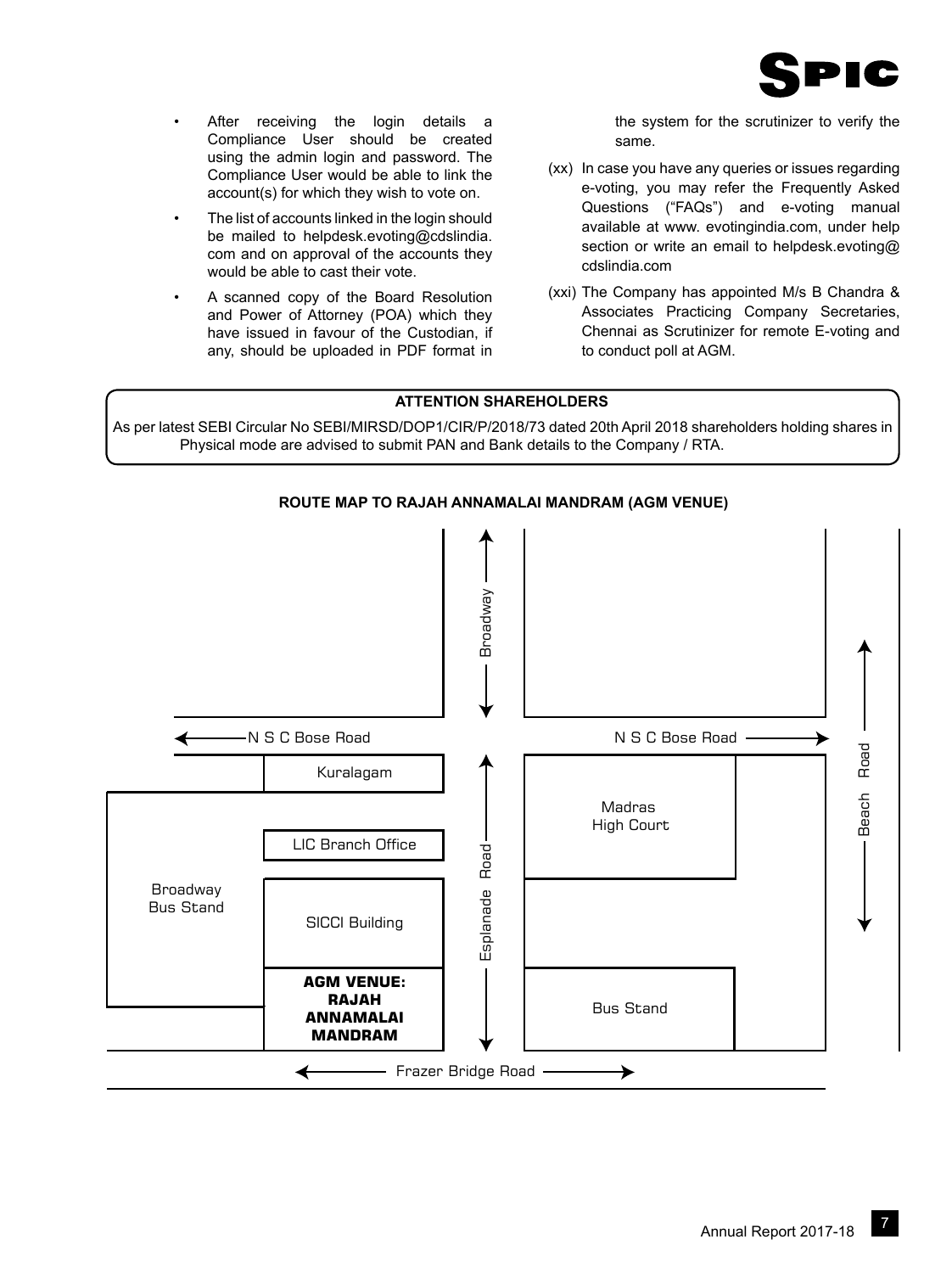- After receiving the login details a Compliance User should be created using the admin login and password. The Compliance User would be able to link the account(s) for which they wish to vote on.
- The list of accounts linked in the login should be mailed to helpdesk.evoting@cdslindia.com and on approval of the accounts they would be able to cast their vote.
- A scanned copy of the Board Resolution and Power of Attorney (POA) which they have issued in favour of the Custodian, if any, should be uploaded in PDF format in the system for the scrutinizer to verify the same.

(xx) In case you have any queries or issues regarding e-voting, you may refer the Frequently Asked Questions ("FAQs") and e-voting manual available at www. evotingindia.com, under help section or write an email to helpdesk.evoting@cdslindia.com

(xxi) The Company has appointed M/s B Chandra & Associates Practicing Company Secretaries, Chennai as Scrutinizer for remote E-voting and to conduct poll at AGM.

**ATTENTION SHAREHOLDERS**

As per latest SEBI Circular No SEBI/MIRSD/DOP1/CIR/P/2018/73 dated 20th April 2018 shareholders holding shares in Physical mode are advised to submit PAN and Bank details to the Company / RTA.

**ROUTE MAP TO RAJAH ANNAMALAI MANDRAM (AGM VENUE)**

Broadway

N S C Bose Road

N S C Bose Road

Kuralagam

Madras High Court

Beach Road

LIC Branch Office

Broadway Bus Stand

SICCI Building

Esplanade Road

**AGM VENUE: RAJAH ANNAMALAI MANDRAM**

Bus Stand

Frazer Bridge Road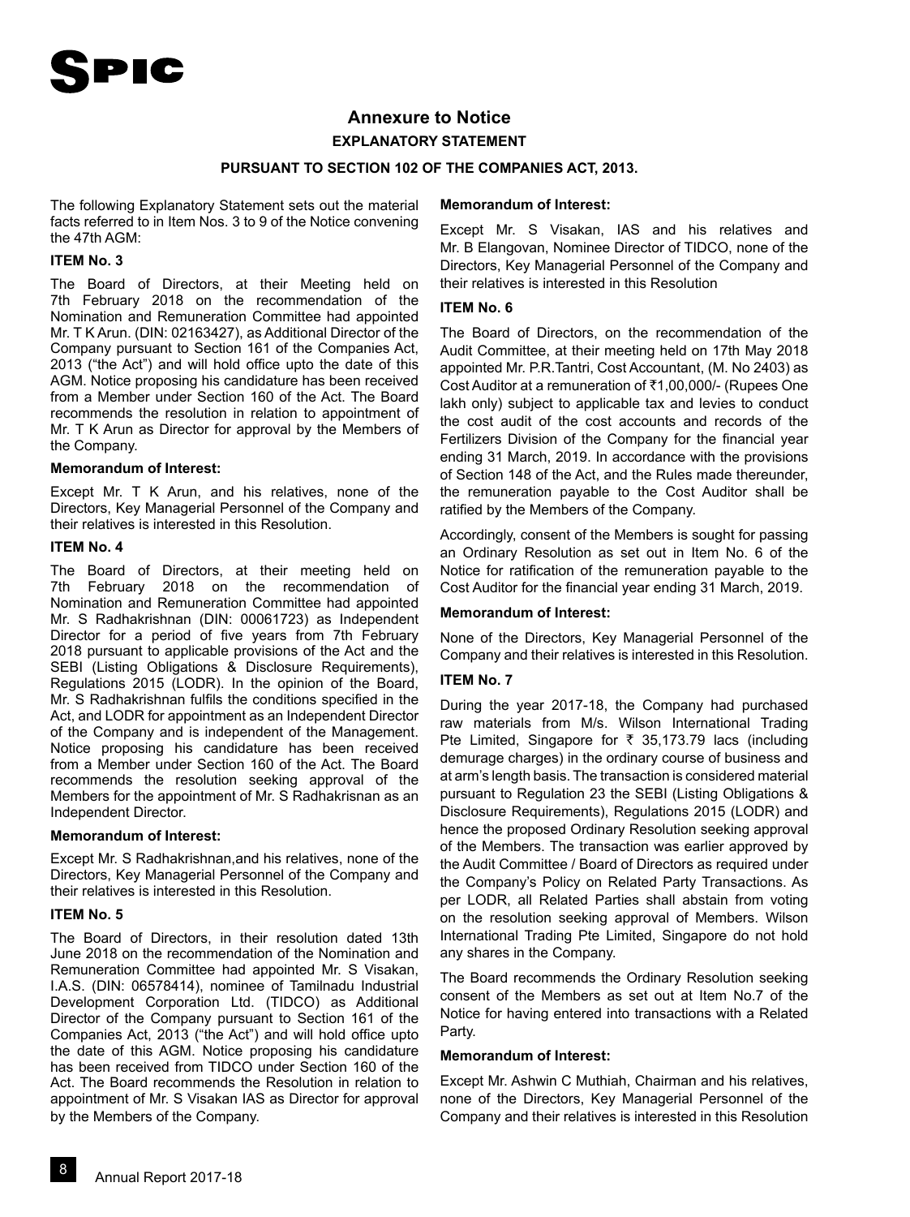# Annexure to Notice

## EXPLANATORY STATEMENT

### PURSUANT TO SECTION 102 OF THE COMPANIES ACT, 2013.

The following Explanatory Statement sets out the material facts referred to in Item Nos. 3 to 9 of the Notice convening the 47th AGM:

**ITEM No. 3**

The Board of Directors, at their Meeting held on 7th February 2018 on the recommendation of the Nomination and Remuneration Committee had appointed Mr. T K Arun. (DIN: 02163427), as Additional Director of the Company pursuant to Section 161 of the Companies Act, 2013 ("the Act") and will hold office upto the date of this AGM. Notice proposing his candidature has been received from a Member under Section 160 of the Act. The Board recommends the resolution in relation to appointment of Mr. T K Arun as Director for approval by the Members of the Company.

**Memorandum of Interest:**

Except Mr. T K Arun, and his relatives, none of the Directors, Key Managerial Personnel of the Company and their relatives is interested in this Resolution.

**ITEM No. 4**

The Board of Directors, at their meeting held on 7th February 2018 on the recommendation of Nomination and Remuneration Committee had appointed Mr. S Radhakrishnan (DIN: 00061723) as Independent Director for a period of five years from 7th February 2018 pursuant to applicable provisions of the Act and the SEBI (Listing Obligations & Disclosure Requirements), Regulations 2015 (LODR). In the opinion of the Board, Mr. S Radhakrishnan fulfils the conditions specified in the Act, and LODR for appointment as an Independent Director of the Company and is independent of the Management. Notice proposing his candidature has been received from a Member under Section 160 of the Act. The Board recommends the resolution seeking approval of the Members for the appointment of Mr. S Radhakrisnan as an Independent Director.

**Memorandum of Interest:**

Except Mr. S Radhakrishnan,and his relatives, none of the Directors, Key Managerial Personnel of the Company and their relatives is interested in this Resolution.

**ITEM No. 5**

The Board of Directors, in their resolution dated 13th June 2018 on the recommendation of the Nomination and Remuneration Committee had appointed Mr. S Visakan, I.A.S. (DIN: 06578414), nominee of Tamilnadu Industrial Development Corporation Ltd. (TIDCO) as Additional Director of the Company pursuant to Section 161 of the Companies Act, 2013 ("the Act") and will hold office upto the date of this AGM. Notice proposing his candidature has been received from TIDCO under Section 160 of the Act. The Board recommends the Resolution in relation to appointment of Mr. S Visakan IAS as Director for approval by the Members of the Company.

**Memorandum of Interest:**

Except Mr. S Visakan, IAS and his relatives and Mr. B Elangovan, Nominee Director of TIDCO, none of the Directors, Key Managerial Personnel of the Company and their relatives is interested in this Resolution

**ITEM No. 6**

The Board of Directors, on the recommendation of the Audit Committee, at their meeting held on 17th May 2018 appointed Mr. P.R.Tantri, Cost Accountant, (M. No 2403) as Cost Auditor at a remuneration of ₹1,00,000/- (Rupees One lakh only) subject to applicable tax and levies to conduct the cost audit of the cost accounts and records of the Fertilizers Division of the Company for the financial year ending 31 March, 2019. In accordance with the provisions of Section 148 of the Act, and the Rules made thereunder, the remuneration payable to the Cost Auditor shall be ratified by the Members of the Company.

Accordingly, consent of the Members is sought for passing an Ordinary Resolution as set out in Item No. 6 of the Notice for ratification of the remuneration payable to the Cost Auditor for the financial year ending 31 March, 2019.

**Memorandum of Interest:**

None of the Directors, Key Managerial Personnel of the Company and their relatives is interested in this Resolution.

**ITEM No. 7**

During the year 2017-18, the Company had purchased raw materials from M/s. Wilson International Trading Pte Limited, Singapore for ₹ 35,173.79 lacs (including demurage charges) in the ordinary course of business and at arm's length basis. The transaction is considered material pursuant to Regulation 23 the SEBI (Listing Obligations & Disclosure Requirements), Regulations 2015 (LODR) and hence the proposed Ordinary Resolution seeking approval of the Members. The transaction was earlier approved by the Audit Committee / Board of Directors as required under the Company's Policy on Related Party Transactions. As per LODR, all Related Parties shall abstain from voting on the resolution seeking approval of Members. Wilson International Trading Pte Limited, Singapore do not hold any shares in the Company.

The Board recommends the Ordinary Resolution seeking consent of the Members as set out at Item No.7 of the Notice for having entered into transactions with a Related Party.

**Memorandum of Interest:**

Except Mr. Ashwin C Muthiah, Chairman and his relatives, none of the Directors, Key Managerial Personnel of the Company and their relatives is interested in this Resolution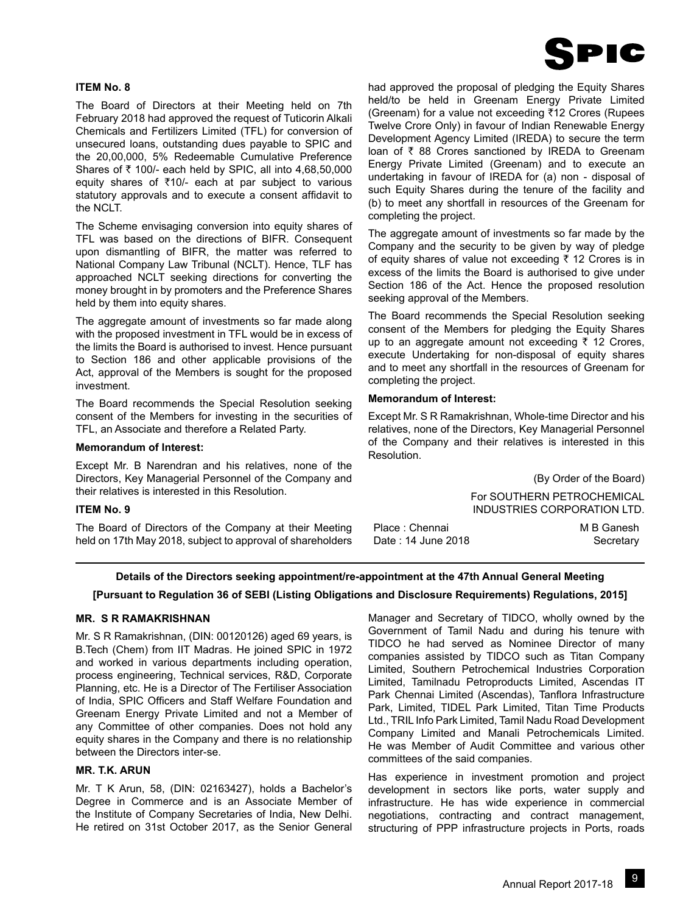### ITEM No. 8

The Board of Directors at their Meeting held on 7th February 2018 had approved the request of Tuticorin Alkali Chemicals and Fertilizers Limited (TFL) for conversion of unsecured loans, outstanding dues payable to SPIC and the 20,00,000, 5% Redeemable Cumulative Preference Shares of ₹ 100/- each held by SPIC, all into 4,68,50,000 equity shares of ₹10/- each at par subject to various statutory approvals and to execute a consent affidavit to the NCLT.

The Scheme envisaging conversion into equity shares of TFL was based on the directions of BIFR. Consequent upon dismantling of BIFR, the matter was referred to National Company Law Tribunal (NCLT). Hence, TLF has approached NCLT seeking directions for converting the money brought in by promoters and the Preference Shares held by them into equity shares.

The aggregate amount of investments so far made along with the proposed investment in TFL would be in excess of the limits the Board is authorised to invest. Hence pursuant to Section 186 and other applicable provisions of the Act, approval of the Members is sought for the proposed investment.

The Board recommends the Special Resolution seeking consent of the Members for investing in the securities of TFL, an Associate and therefore a Related Party.

**Memorandum of Interest:**

Except Mr. B Narendran and his relatives, none of the Directors, Key Managerial Personnel of the Company and their relatives is interested in this Resolution.

### ITEM No. 9

The Board of Directors of the Company at their Meeting held on 17th May 2018, subject to approval of shareholders had approved the proposal of pledging the Equity Shares held/to be held in Greenam Energy Private Limited (Greenam) for a value not exceeding ₹12 Crores (Rupees Twelve Crore Only) in favour of Indian Renewable Energy Development Agency Limited (IREDA) to secure the term loan of ₹ 88 Crores sanctioned by IREDA to Greenam Energy Private Limited (Greenam) and to execute an undertaking in favour of IREDA for (a) non - disposal of such Equity Shares during the tenure of the facility and (b) to meet any shortfall in resources of the Greenam for completing the project.

The aggregate amount of investments so far made by the Company and the security to be given by way of pledge of equity shares of value not exceeding ₹ 12 Crores is in excess of the limits the Board is authorised to give under Section 186 of the Act. Hence the proposed resolution seeking approval of the Members.

The Board recommends the Special Resolution seeking consent of the Members for pledging the Equity Shares up to an aggregate amount not exceeding ₹ 12 Crores, execute Undertaking for non-disposal of equity shares and to meet any shortfall in the resources of Greenam for completing the project.

**Memorandum of Interest:**

Except Mr. S R Ramakrishnan, Whole-time Director and his relatives, none of the Directors, Key Managerial Personnel of the Company and their relatives is interested in this Resolution.

(By Order of the Board)

For SOUTHERN PETROCHEMICAL INDUSTRIES CORPORATION LTD.

Place : Chennai
Date : 14 June 2018

M B Ganesh
Secretary

---

**Details of the Directors seeking appointment/re-appointment at the 47th Annual General Meeting**

**[Pursuant to Regulation 36 of SEBI (Listing Obligations and Disclosure Requirements) Regulations, 2015]**

#### MR. S R RAMAKRISHNAN

Mr. S R Ramakrishnan, (DIN: 00120126) aged 69 years, is B.Tech (Chem) from IIT Madras. He joined SPIC in 1972 and worked in various departments including operation, process engineering, Technical services, R&D, Corporate Planning, etc. He is a Director of The Fertiliser Association of India, SPIC Officers and Staff Welfare Foundation and Greenam Energy Private Limited and not a Member of any Committee of other companies. Does not hold any equity shares in the Company and there is no relationship between the Directors inter-se.

#### MR. T.K. ARUN

Mr. T K Arun, 58, (DIN: 02163427), holds a Bachelor's Degree in Commerce and is an Associate Member of the Institute of Company Secretaries of India, New Delhi. He retired on 31st October 2017, as the Senior General Manager and Secretary of TIDCO, wholly owned by the Government of Tamil Nadu and during his tenure with TIDCO he had served as Nominee Director of many companies assisted by TIDCO such as Titan Company Limited, Southern Petrochemical Industries Corporation Limited, Tamilnadu Petroproducts Limited, Ascendas IT Park Chennai Limited (Ascendas), Tanflora Infrastructure Park, Limited, TIDEL Park Limited, Titan Time Products Ltd., TRIL Info Park Limited, Tamil Nadu Road Development Company Limited and Manali Petrochemicals Limited. He was Member of Audit Committee and various other committees of the said companies.

Has experience in investment promotion and project development in sectors like ports, water supply and infrastructure. He has wide experience in commercial negotiations, contracting and contract management, structuring of PPP infrastructure projects in Ports, roads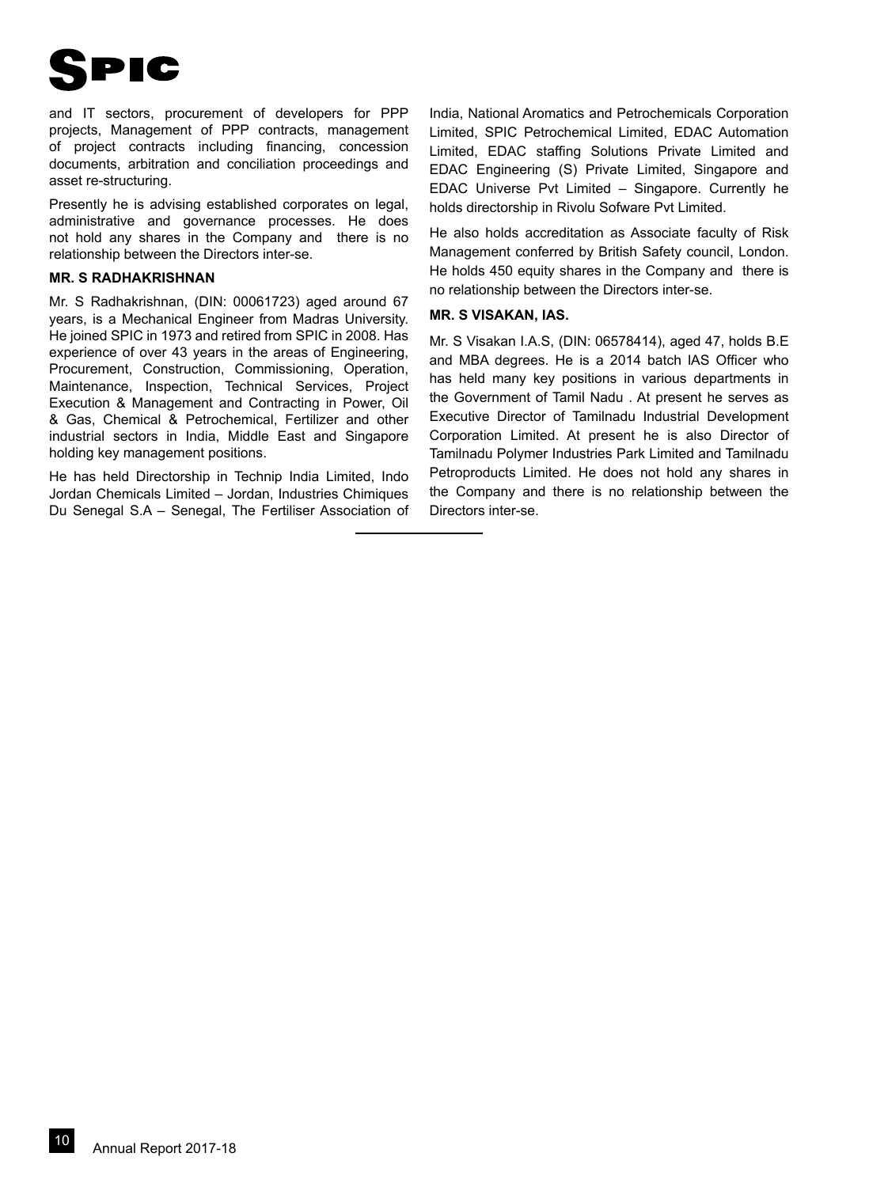and IT sectors, procurement of developers for PPP projects, Management of PPP contracts, management of project contracts including financing, concession documents, arbitration and conciliation proceedings and asset re-structuring.

Presently he is advising established corporates on legal, administrative and governance processes. He does not hold any shares in the Company and there is no relationship between the Directors inter-se.

**MR. S RADHAKRISHNAN**

Mr. S Radhakrishnan, (DIN: 00061723) aged around 67 years, is a Mechanical Engineer from Madras University. He joined SPIC in 1973 and retired from SPIC in 2008. Has experience of over 43 years in the areas of Engineering, Procurement, Construction, Commissioning, Operation, Maintenance, Inspection, Technical Services, Project Execution & Management and Contracting in Power, Oil & Gas, Chemical & Petrochemical, Fertilizer and other industrial sectors in India, Middle East and Singapore holding key management positions.

He has held Directorship in Technip India Limited, Indo Jordan Chemicals Limited – Jordan, Industries Chimiques Du Senegal S.A – Senegal, The Fertiliser Association of India, National Aromatics and Petrochemicals Corporation Limited, SPIC Petrochemical Limited, EDAC Automation Limited, EDAC staffing Solutions Private Limited and EDAC Engineering (S) Private Limited, Singapore and EDAC Universe Pvt Limited – Singapore. Currently he holds directorship in Rivolu Sofware Pvt Limited.

He also holds accreditation as Associate faculty of Risk Management conferred by British Safety council, London. He holds 450 equity shares in the Company and there is no relationship between the Directors inter-se.

**MR. S VISAKAN, IAS.**

Mr. S Visakan I.A.S, (DIN: 06578414), aged 47, holds B.E and MBA degrees. He is a 2014 batch IAS Officer who has held many key positions in various departments in the Government of Tamil Nadu . At present he serves as Executive Director of Tamilnadu Industrial Development Corporation Limited. At present he is also Director of Tamilnadu Polymer Industries Park Limited and Tamilnadu Petroproducts Limited. He does not hold any shares in the Company and there is no relationship between the Directors inter-se.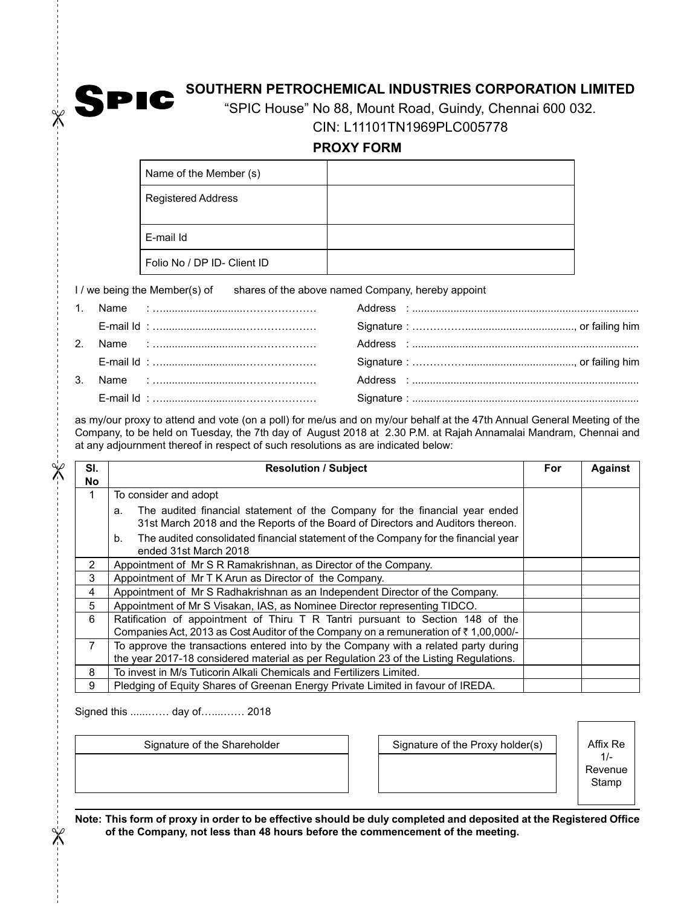# SPIC

## SOUTHERN PETROCHEMICAL INDUSTRIES CORPORATION LIMITED

"SPIC House" No 88, Mount Road, Guindy, Chennai 600 032.

CIN: L11101TN1969PLC005778

### PROXY FORM

| Name of the Member (s) | |
|---|---|
| Registered Address | |
| E-mail Id | |
| Folio No / DP ID- Client ID | |

I / we being the Member(s) of shares of the above named Company, hereby appoint

1. Name : ............................………………… Address : ............................................................................
   E-mail Id : ............................………………… Signature : ………………..................................., or failing him
2. Name : ............................………………… Address : ............................................................................
   E-mail Id : ............................………………… Signature : ………………..................................., or failing him
3. Name : ............................………………… Address : ............................................................................
   E-mail Id : ............................………………… Signature : ............................................................................

as my/our proxy to attend and vote (on a poll) for me/us and on my/our behalf at the 47th Annual General Meeting of the Company, to be held on Tuesday, the 7th day of August 2018 at 2.30 P.M. at Rajah Annamalai Mandram, Chennai and at any adjournment thereof in respect of such resolutions as are indicated below:

| Sl. No | Resolution / Subject | For | Against |
|---|---|---|---|
| 1 | To consider and adopt<br>a. The audited financial statement of the Company for the financial year ended 31st March 2018 and the Reports of the Board of Directors and Auditors thereon.<br>b. The audited consolidated financial statement of the Company for the financial year ended 31st March 2018 | | |
| 2 | Appointment of Mr S R Ramakrishnan, as Director of the Company. | | |
| 3 | Appointment of Mr T K Arun as Director of the Company. | | |
| 4 | Appointment of Mr S Radhakrishnan as an Independent Director of the Company. | | |
| 5 | Appointment of Mr S Visakan, IAS, as Nominee Director representing TIDCO. | | |
| 6 | Ratification of appointment of Thiru T R Tantri pursuant to Section 148 of the Companies Act, 2013 as Cost Auditor of the Company on a remuneration of ₹ 1,00,000/- | | |
| 7 | To approve the transactions entered into by the Company with a related party during the year 2017-18 considered material as per Regulation 23 of the Listing Regulations. | | |
| 8 | To invest in M/s Tuticorin Alkali Chemicals and Fertilizers Limited. | | |
| 9 | Pledging of Equity Shares of Greenan Energy Private Limited in favour of IREDA. | | |

Signed this ......…… day of…....…… 2018

| Signature of the Shareholder |
|---|
| |

| Signature of the Proxy holder(s) |
|---|
| |

Affix Re 1/- Revenue Stamp

**Note: This form of proxy in order to be effective should be duly completed and deposited at the Registered Office of the Company, not less than 48 hours before the commencement of the meeting.**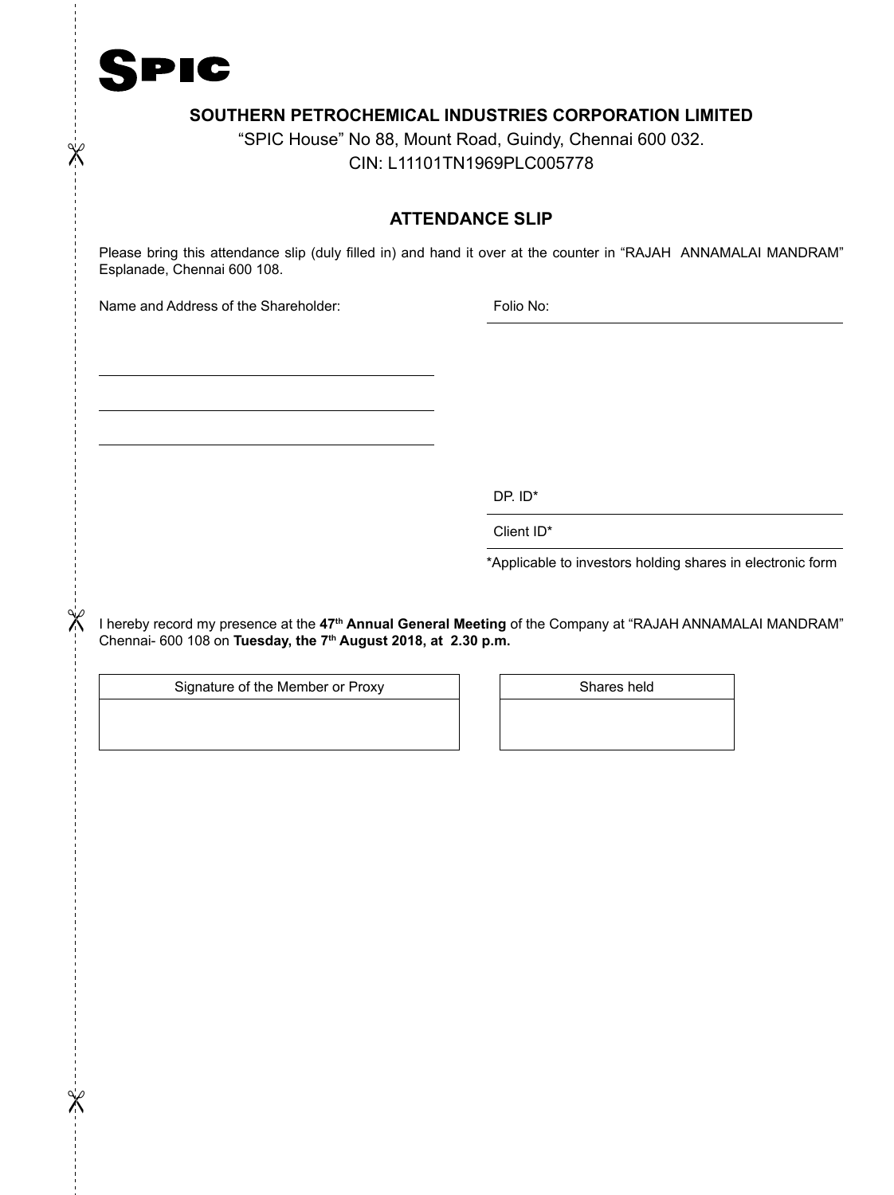SPIC

**SOUTHERN PETROCHEMICAL INDUSTRIES CORPORATION LIMITED**

"SPIC House" No 88, Mount Road, Guindy, Chennai 600 032.

CIN: L11101TN1969PLC005778

## ATTENDANCE SLIP

Please bring this attendance slip (duly filled in) and hand it over at the counter in "RAJAH ANNAMALAI MANDRAM" Esplanade, Chennai 600 108.

Name and Address of the Shareholder:

Folio No:

DP. ID*

Client ID*

*Applicable to investors holding shares in electronic form

I hereby record my presence at the **47th Annual General Meeting** of the Company at "RAJAH ANNAMALAI MANDRAM" Chennai- 600 108 on **Tuesday, the 7th August 2018, at 2.30 p.m.**

| Signature of the Member or Proxy |
|---|
| |

| Shares held |
|---|
| |